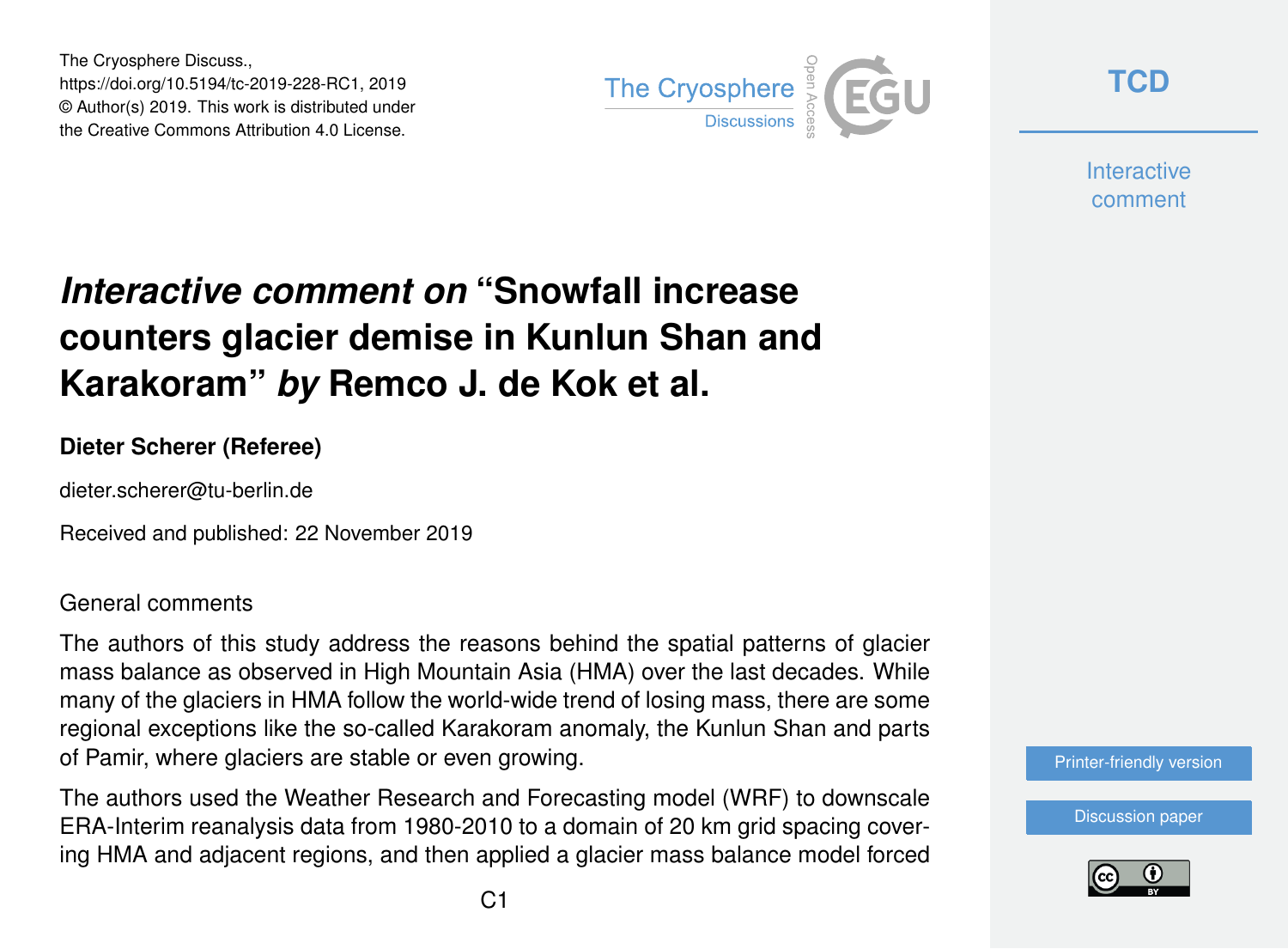The Cryosphere Discuss.,
https://doi.org/10.5194/tc-2019-228-RC1, 2019
© Author(s) 2019. This work is distributed under
the Creative Commons Attribution 4.0 License.

# *Interactive comment on* “Snowfall increase counters glacier demise in Kunlun Shan and Karakoram” *by* Remco J. de Kok et al.

**Dieter Scherer (Referee)**

dieter.scherer@tu-berlin.de

Received and published: 22 November 2019

General comments

The authors of this study address the reasons behind the spatial patterns of glacier mass balance as observed in High Mountain Asia (HMA) over the last decades. While many of the glaciers in HMA follow the world-wide trend of losing mass, there are some regional exceptions like the so-called Karakoram anomaly, the Kunlun Shan and parts of Pamir, where glaciers are stable or even growing.

The authors used the Weather Research and Forecasting model (WRF) to downscale ERA-Interim reanalysis data from 1980-2010 to a domain of 20 km grid spacing covering HMA and adjacent regions, and then applied a glacier mass balance model forced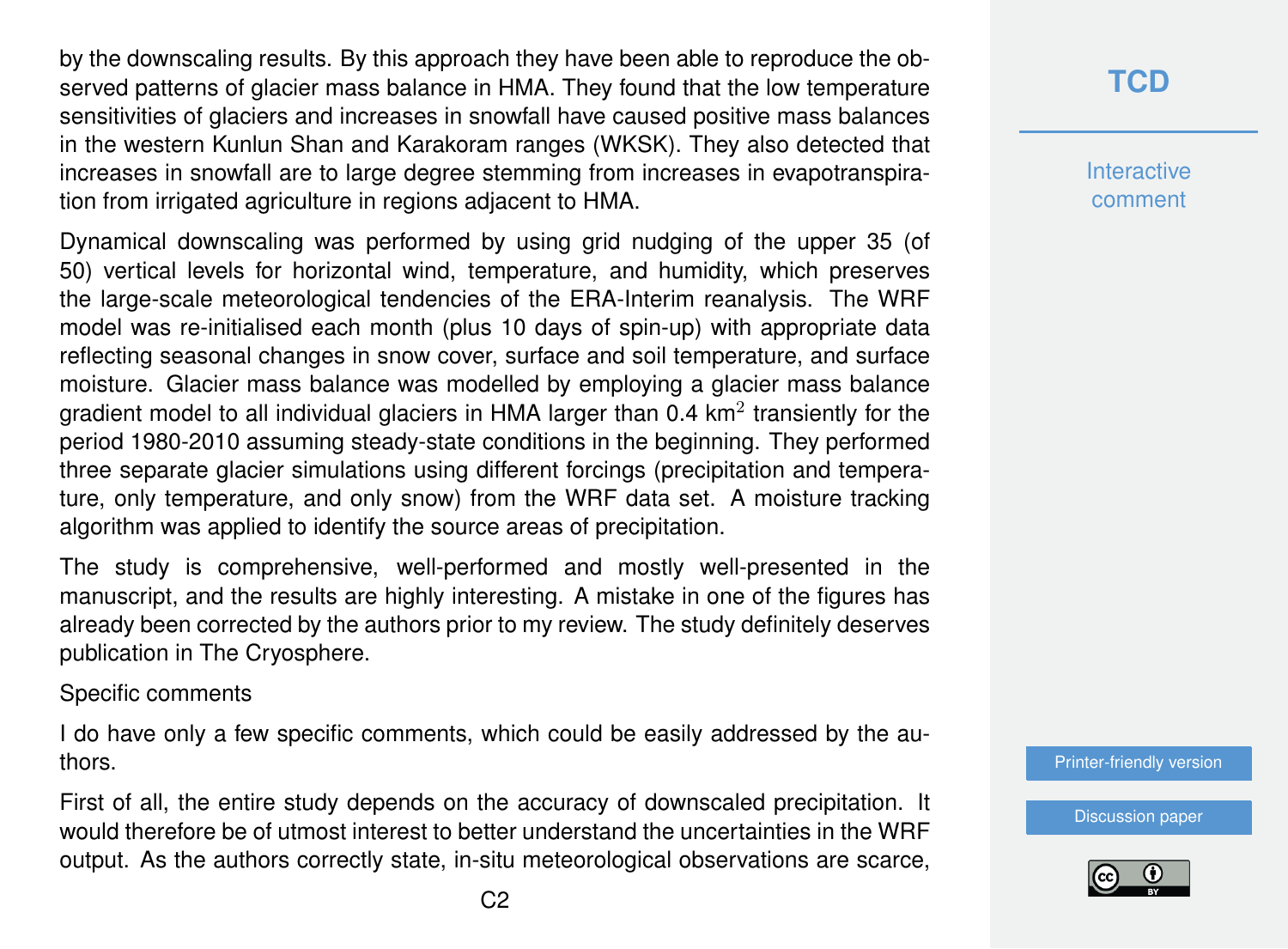by the downscaling results. By this approach they have been able to reproduce the observed patterns of glacier mass balance in HMA. They found that the low temperature sensitivities of glaciers and increases in snowfall have caused positive mass balances in the western Kunlun Shan and Karakoram ranges (WKSK). They also detected that increases in snowfall are to large degree stemming from increases in evapotranspiration from irrigated agriculture in regions adjacent to HMA.

Dynamical downscaling was performed by using grid nudging of the upper 35 (of 50) vertical levels for horizontal wind, temperature, and humidity, which preserves the large-scale meteorological tendencies of the ERA-Interim reanalysis. The WRF model was re-initialised each month (plus 10 days of spin-up) with appropriate data reflecting seasonal changes in snow cover, surface and soil temperature, and surface moisture. Glacier mass balance was modelled by employing a glacier mass balance gradient model to all individual glaciers in HMA larger than 0.4 km$^2$ transiently for the period 1980-2010 assuming steady-state conditions in the beginning. They performed three separate glacier simulations using different forcings (precipitation and temperature, only temperature, and only snow) from the WRF data set. A moisture tracking algorithm was applied to identify the source areas of precipitation.

The study is comprehensive, well-performed and mostly well-presented in the manuscript, and the results are highly interesting. A mistake in one of the figures has already been corrected by the authors prior to my review. The study definitely deserves publication in The Cryosphere.

Specific comments

I do have only a few specific comments, which could be easily addressed by the authors.

First of all, the entire study depends on the accuracy of downscaled precipitation. It would therefore be of utmost interest to better understand the uncertainties in the WRF output. As the authors correctly state, in-situ meteorological observations are scarce,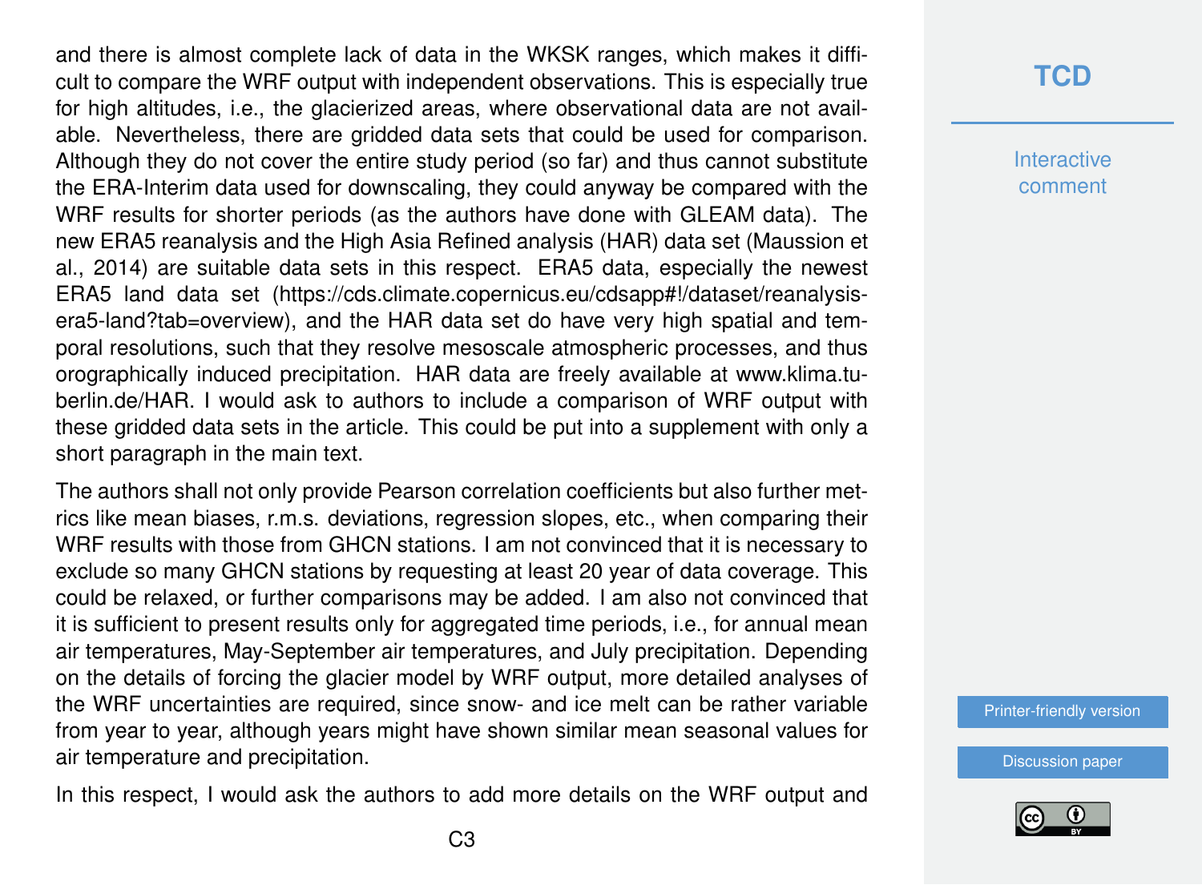and there is almost complete lack of data in the WKSK ranges, which makes it difficult to compare the WRF output with independent observations. This is especially true for high altitudes, i.e., the glacierized areas, where observational data are not available. Nevertheless, there are gridded data sets that could be used for comparison. Although they do not cover the entire study period (so far) and thus cannot substitute the ERA-Interim data used for downscaling, they could anyway be compared with the WRF results for shorter periods (as the authors have done with GLEAM data). The new ERA5 reanalysis and the High Asia Refined analysis (HAR) data set (Maussion et al., 2014) are suitable data sets in this respect. ERA5 data, especially the newest ERA5 land data set (https://cds.climate.copernicus.eu/cdsapp#!/dataset/reanalysis-era5-land?tab=overview), and the HAR data set do have very high spatial and temporal resolutions, such that they resolve mesoscale atmospheric processes, and thus orographically induced precipitation. HAR data are freely available at www.klima.tu-berlin.de/HAR. I would ask to authors to include a comparison of WRF output with these gridded data sets in the article. This could be put into a supplement with only a short paragraph in the main text.

The authors shall not only provide Pearson correlation coefficients but also further metrics like mean biases, r.m.s. deviations, regression slopes, etc., when comparing their WRF results with those from GHCN stations. I am not convinced that it is necessary to exclude so many GHCN stations by requesting at least 20 year of data coverage. This could be relaxed, or further comparisons may be added. I am also not convinced that it is sufficient to present results only for aggregated time periods, i.e., for annual mean air temperatures, May-September air temperatures, and July precipitation. Depending on the details of forcing the glacier model by WRF output, more detailed analyses of the WRF uncertainties are required, since snow- and ice melt can be rather variable from year to year, although years might have shown similar mean seasonal values for air temperature and precipitation.

In this respect, I would ask the authors to add more details on the WRF output and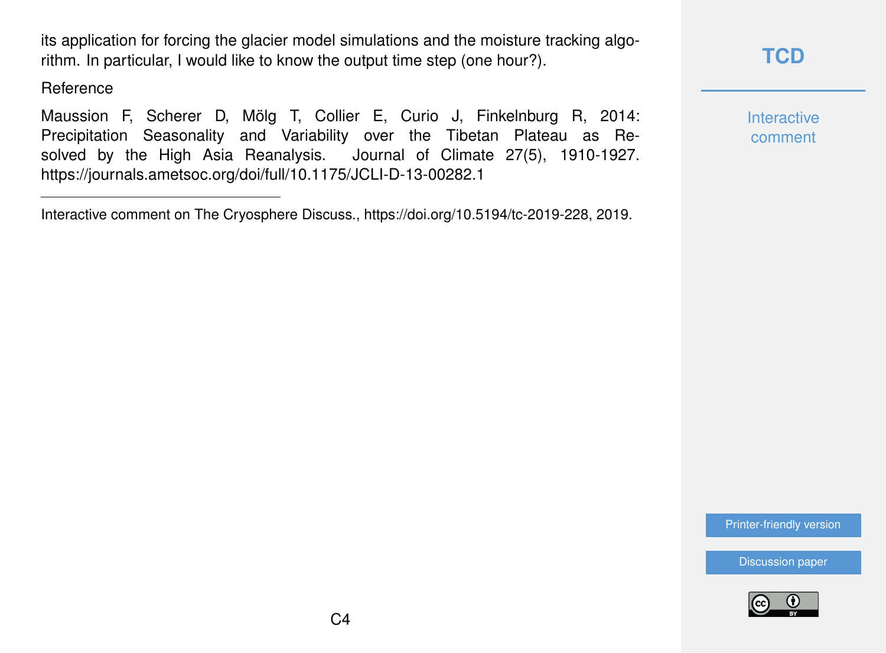its application for forcing the glacier model simulations and the moisture tracking algorithm. In particular, I would like to know the output time step (one hour?).

Reference

Maussion F, Scherer D, Mölg T, Collier E, Curio J, Finkelnburg R, 2014: Precipitation Seasonality and Variability over the Tibetan Plateau as Resolved by the High Asia Reanalysis. Journal of Climate 27(5), 1910-1927. https://journals.ametsoc.org/doi/full/10.1175/JCLI-D-13-00282.1

---

Interactive comment on The Cryosphere Discuss., https://doi.org/10.5194/tc-2019-228, 2019.